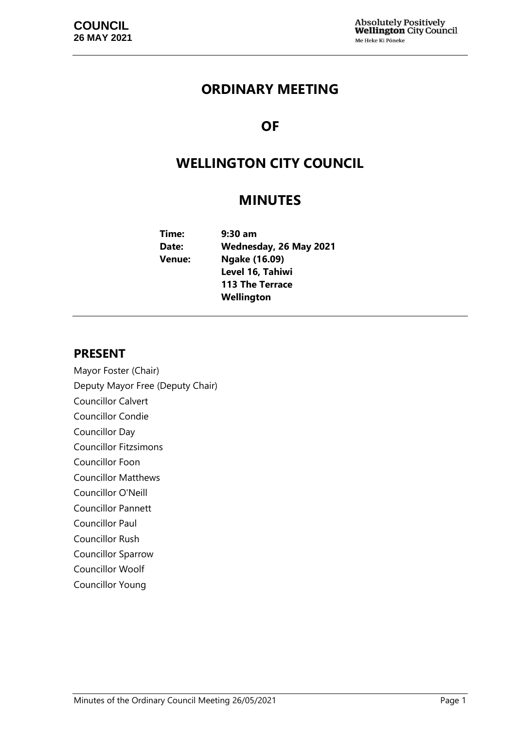# ORDINARY MEETING

# OF

# WELLINGTON CITY COUNCIL

# MINUTES

**Time:** 9:30 am
**Date:** Wednesday, 26 May 2021
**Venue:** Ngake (16.09)
Level 16, Tahiwi
113 The Terrace
Wellington

## PRESENT

Mayor Foster (Chair)
Deputy Mayor Free (Deputy Chair)
Councillor Calvert
Councillor Condie
Councillor Day
Councillor Fitzsimons
Councillor Foon
Councillor Matthews
Councillor O'Neill
Councillor Pannett
Councillor Paul
Councillor Rush
Councillor Sparrow
Councillor Woolf
Councillor Young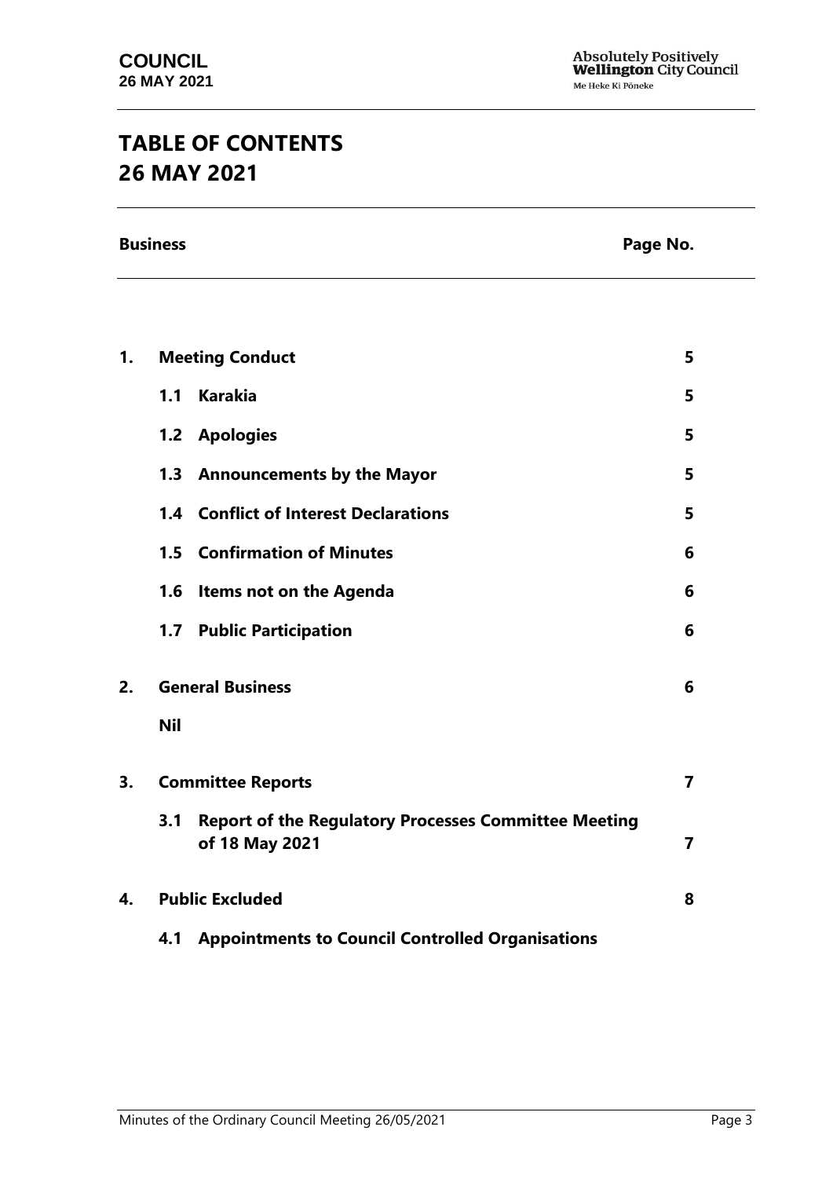# TABLE OF CONTENTS
# 26 MAY 2021

| Business | | Page No. |
|---|---|---|
| **1.** | **Meeting Conduct** | **5** |
| | **1.1 Karakia** | **5** |
| | **1.2 Apologies** | **5** |
| | **1.3 Announcements by the Mayor** | **5** |
| | **1.4 Conflict of Interest Declarations** | **5** |
| | **1.5 Confirmation of Minutes** | **6** |
| | **1.6 Items not on the Agenda** | **6** |
| | **1.7 Public Participation** | **6** |
| **2.** | **General Business** | **6** |
| | **Nil** | |
| **3.** | **Committee Reports** | **7** |
| | **3.1 Report of the Regulatory Processes Committee Meeting of 18 May 2021** | **7** |
| **4.** | **Public Excluded** | **8** |
| | **4.1 Appointments to Council Controlled Organisations** | |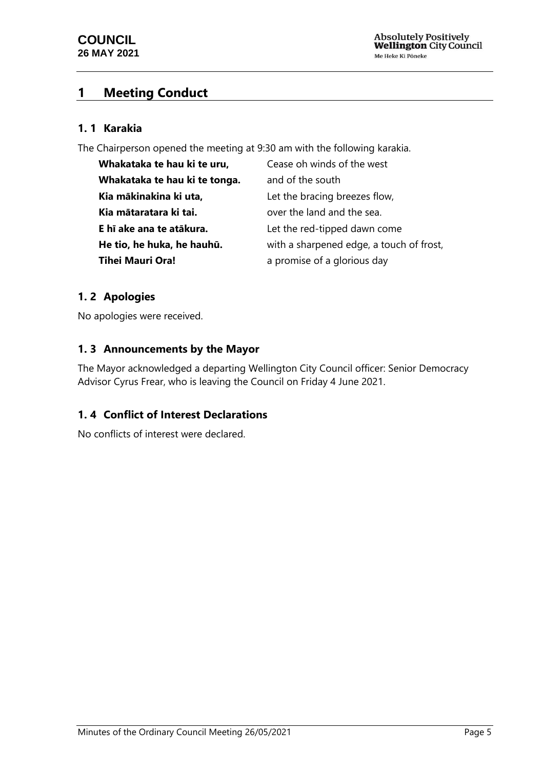# 1 Meeting Conduct

## 1. 1 Karakia

The Chairperson opened the meeting at 9:30 am with the following karakia.

| | |
|---|---|
| **Whakataka te hau ki te uru,** | Cease oh winds of the west |
| **Whakataka te hau ki te tonga.** | and of the south |
| **Kia mākinakina ki uta,** | Let the bracing breezes flow, |
| **Kia mātaratara ki tai.** | over the land and the sea. |
| **E hī ake ana te atākura.** | Let the red-tipped dawn come |
| **He tio, he huka, he hauhū.** | with a sharpened edge, a touch of frost, |
| **Tihei Mauri Ora!** | a promise of a glorious day |

## 1. 2 Apologies

No apologies were received.

## 1. 3 Announcements by the Mayor

The Mayor acknowledged a departing Wellington City Council officer: Senior Democracy Advisor Cyrus Frear, who is leaving the Council on Friday 4 June 2021.

## 1. 4 Conflict of Interest Declarations

No conflicts of interest were declared.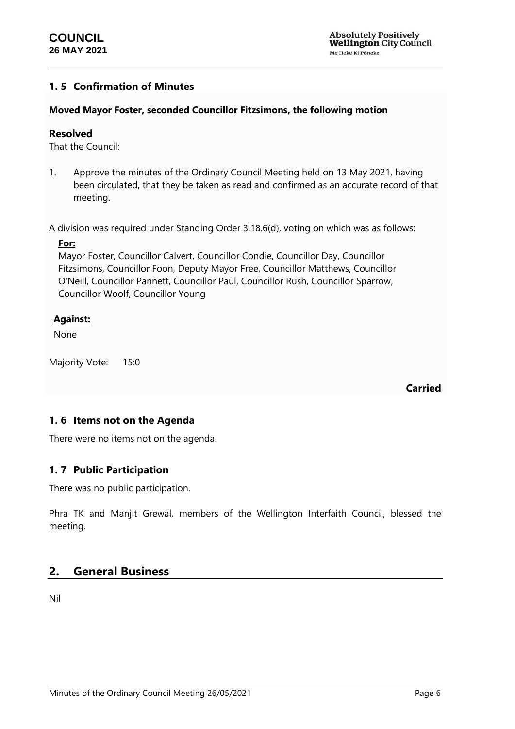## 1. 5 Confirmation of Minutes

**Moved Mayor Foster, seconded Councillor Fitzsimons, the following motion**

### Resolved

That the Council:

1. Approve the minutes of the Ordinary Council Meeting held on 13 May 2021, having been circulated, that they be taken as read and confirmed as an accurate record of that meeting.

A division was required under Standing Order 3.18.6(d), voting on which was as follows:

**For:**

Mayor Foster, Councillor Calvert, Councillor Condie, Councillor Day, Councillor Fitzsimons, Councillor Foon, Deputy Mayor Free, Councillor Matthews, Councillor O'Neill, Councillor Pannett, Councillor Paul, Councillor Rush, Councillor Sparrow, Councillor Woolf, Councillor Young

**Against:**

None

Majority Vote: 15:0

**Carried**

## 1. 6 Items not on the Agenda

There were no items not on the agenda.

## 1. 7 Public Participation

There was no public participation.

Phra TK and Manjit Grewal, members of the Wellington Interfaith Council, blessed the meeting.

# 2. General Business

Nil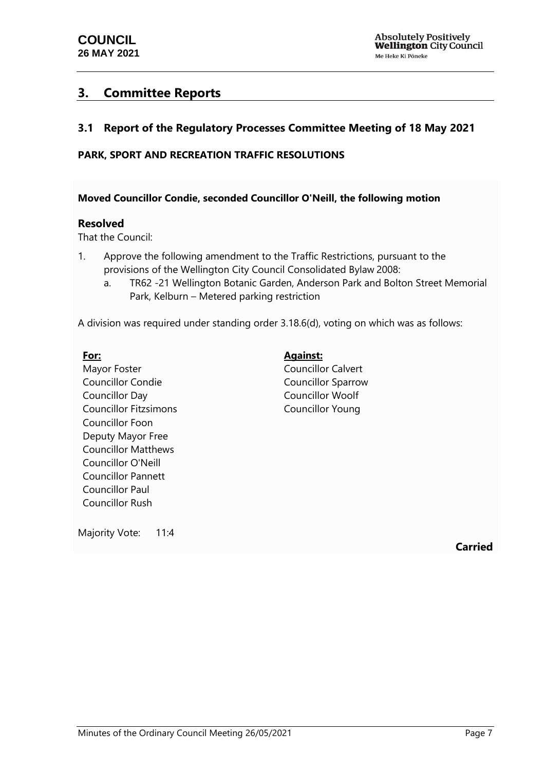## 3. Committee Reports

### 3.1 Report of the Regulatory Processes Committee Meeting of 18 May 2021

**PARK, SPORT AND RECREATION TRAFFIC RESOLUTIONS**

**Moved Councillor Condie, seconded Councillor O'Neill, the following motion**

**Resolved**

That the Council:

1. Approve the following amendment to the Traffic Restrictions, pursuant to the provisions of the Wellington City Council Consolidated Bylaw 2008:
   a. TR62 -21 Wellington Botanic Garden, Anderson Park and Bolton Street Memorial Park, Kelburn – Metered parking restriction

A division was required under standing order 3.18.6(d), voting on which was as follows:

**For:**
Mayor Foster
Councillor Condie
Councillor Day
Councillor Fitzsimons
Councillor Foon
Deputy Mayor Free
Councillor Matthews
Councillor O'Neill
Councillor Pannett
Councillor Paul
Councillor Rush

**Against:**
Councillor Calvert
Councillor Sparrow
Councillor Woolf
Councillor Young

Majority Vote: 11:4

**Carried**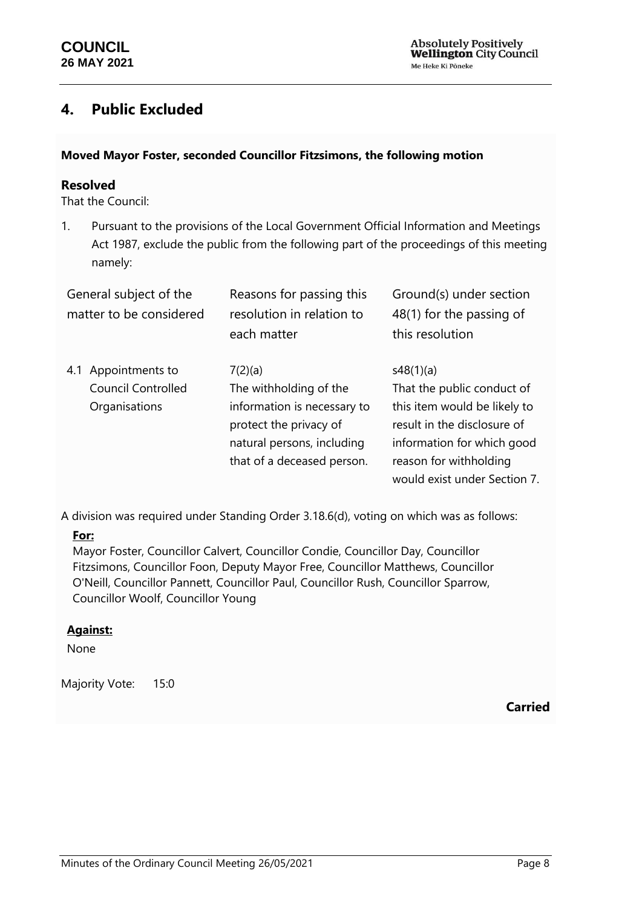## 4. Public Excluded

**Moved Mayor Foster, seconded Councillor Fitzsimons, the following motion**

### Resolved

That the Council:

1. Pursuant to the provisions of the Local Government Official Information and Meetings Act 1987, exclude the public from the following part of the proceedings of this meeting namely:

| General subject of the matter to be considered | Reasons for passing this resolution in relation to each matter | Ground(s) under section 48(1) for the passing of this resolution |
|---|---|---|
| 4.1 Appointments to Council Controlled Organisations | 7(2)(a)<br>The withholding of the information is necessary to protect the privacy of natural persons, including that of a deceased person. | s48(1)(a)<br>That the public conduct of this item would be likely to result in the disclosure of information for which good reason for withholding would exist under Section 7. |

A division was required under Standing Order 3.18.6(d), voting on which was as follows:

**For:**

Mayor Foster, Councillor Calvert, Councillor Condie, Councillor Day, Councillor Fitzsimons, Councillor Foon, Deputy Mayor Free, Councillor Matthews, Councillor O'Neill, Councillor Pannett, Councillor Paul, Councillor Rush, Councillor Sparrow, Councillor Woolf, Councillor Young

**Against:**

None

Majority Vote: 15:0

**Carried**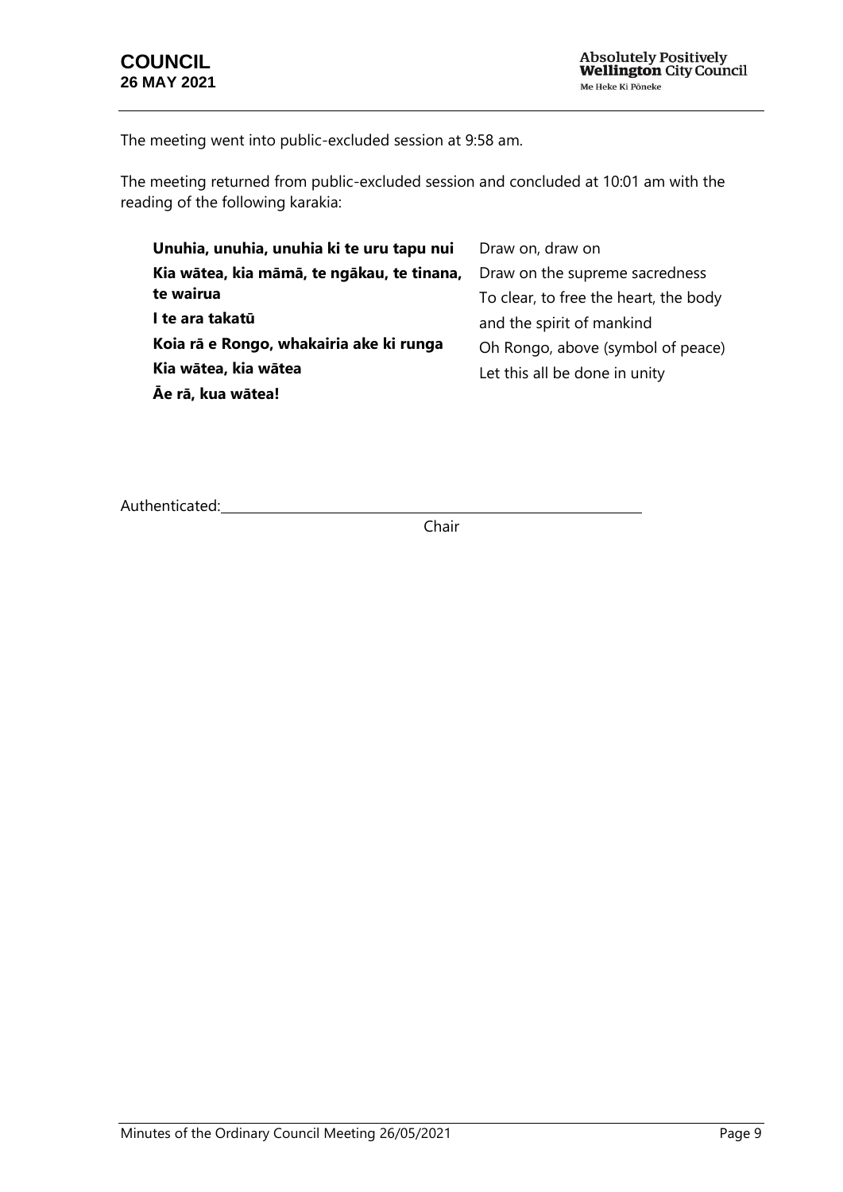The meeting went into public-excluded session at 9:58 am.

The meeting returned from public-excluded session and concluded at 10:01 am with the reading of the following karakia:

| | |
|---|---|
| **Unuhia, unuhia, unuhia ki te uru tapu nui** | Draw on, draw on |
| **Kia wātea, kia māmā, te ngākau, te tinana, te wairua** | Draw on the supreme sacredness |
| **I te ara takatū** | To clear, to free the heart, the body |
| **Koia rā e Rongo, whakairia ake ki runga** | and the spirit of mankind |
| **Kia wātea, kia wātea** | Oh Rongo, above (symbol of peace) |
| **Āe rā, kua wātea!** | Let this all be done in unity |

Authenticated: ______________________________

Chair